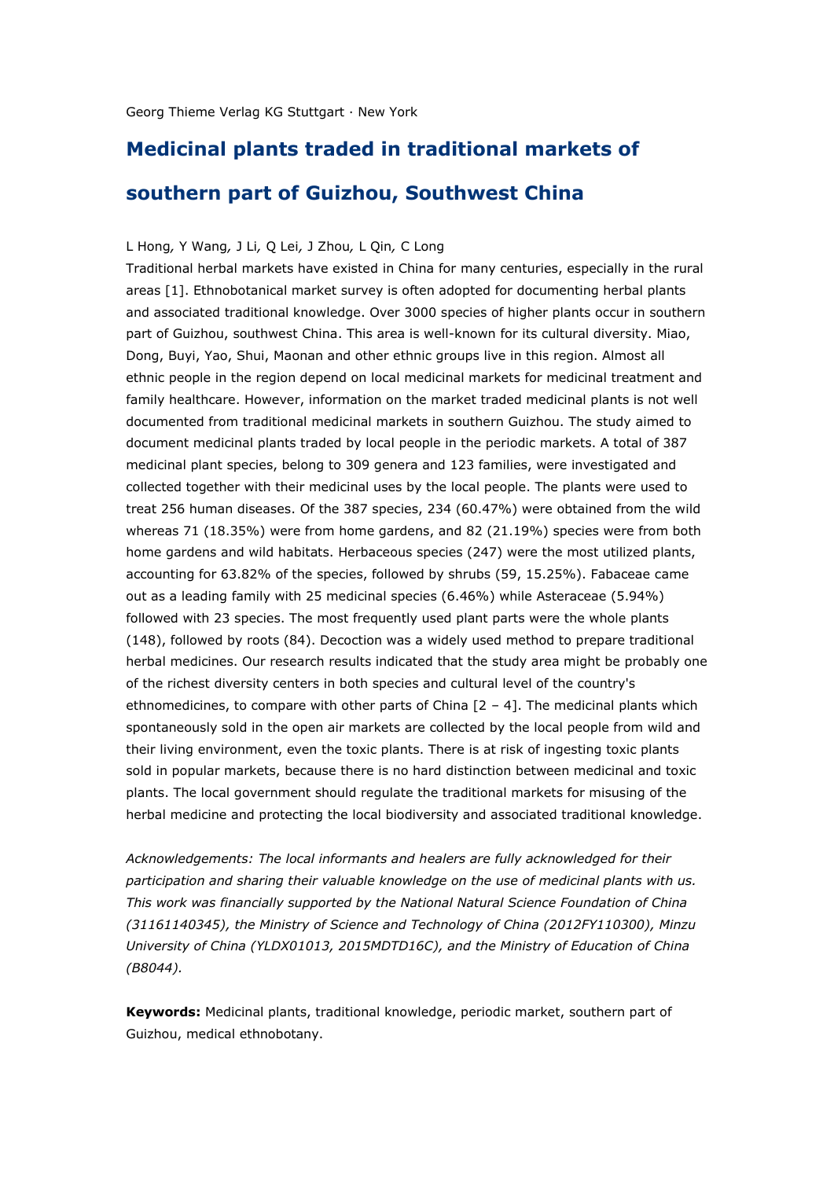Georg Thieme Verlag KG Stuttgart · New York

# Medicinal plants traded in traditional markets of southern part of Guizhou, Southwest China

L Hong, Y Wang, J Li, Q Lei, J Zhou, L Qin, C Long

Traditional herbal markets have existed in China for many centuries, especially in the rural areas [1]. Ethnobotanical market survey is often adopted for documenting herbal plants and associated traditional knowledge. Over 3000 species of higher plants occur in southern part of Guizhou, southwest China. This area is well-known for its cultural diversity. Miao, Dong, Buyi, Yao, Shui, Maonan and other ethnic groups live in this region. Almost all ethnic people in the region depend on local medicinal markets for medicinal treatment and family healthcare. However, information on the market traded medicinal plants is not well documented from traditional medicinal markets in southern Guizhou. The study aimed to document medicinal plants traded by local people in the periodic markets. A total of 387 medicinal plant species, belong to 309 genera and 123 families, were investigated and collected together with their medicinal uses by the local people. The plants were used to treat 256 human diseases. Of the 387 species, 234 (60.47%) were obtained from the wild whereas 71 (18.35%) were from home gardens, and 82 (21.19%) species were from both home gardens and wild habitats. Herbaceous species (247) were the most utilized plants, accounting for 63.82% of the species, followed by shrubs (59, 15.25%). Fabaceae came out as a leading family with 25 medicinal species (6.46%) while Asteraceae (5.94%) followed with 23 species. The most frequently used plant parts were the whole plants (148), followed by roots (84). Decoction was a widely used method to prepare traditional herbal medicines. Our research results indicated that the study area might be probably one of the richest diversity centers in both species and cultural level of the country's ethnomedicines, to compare with other parts of China [2 – 4]. The medicinal plants which spontaneously sold in the open air markets are collected by the local people from wild and their living environment, even the toxic plants. There is at risk of ingesting toxic plants sold in popular markets, because there is no hard distinction between medicinal and toxic plants. The local government should regulate the traditional markets for misusing of the herbal medicine and protecting the local biodiversity and associated traditional knowledge.

*Acknowledgements: The local informants and healers are fully acknowledged for their participation and sharing their valuable knowledge on the use of medicinal plants with us. This work was financially supported by the National Natural Science Foundation of China (31161140345), the Ministry of Science and Technology of China (2012FY110300), Minzu University of China (YLDX01013, 2015MDTD16C), and the Ministry of Education of China (B8044).*

**Keywords:** Medicinal plants, traditional knowledge, periodic market, southern part of Guizhou, medical ethnobotany.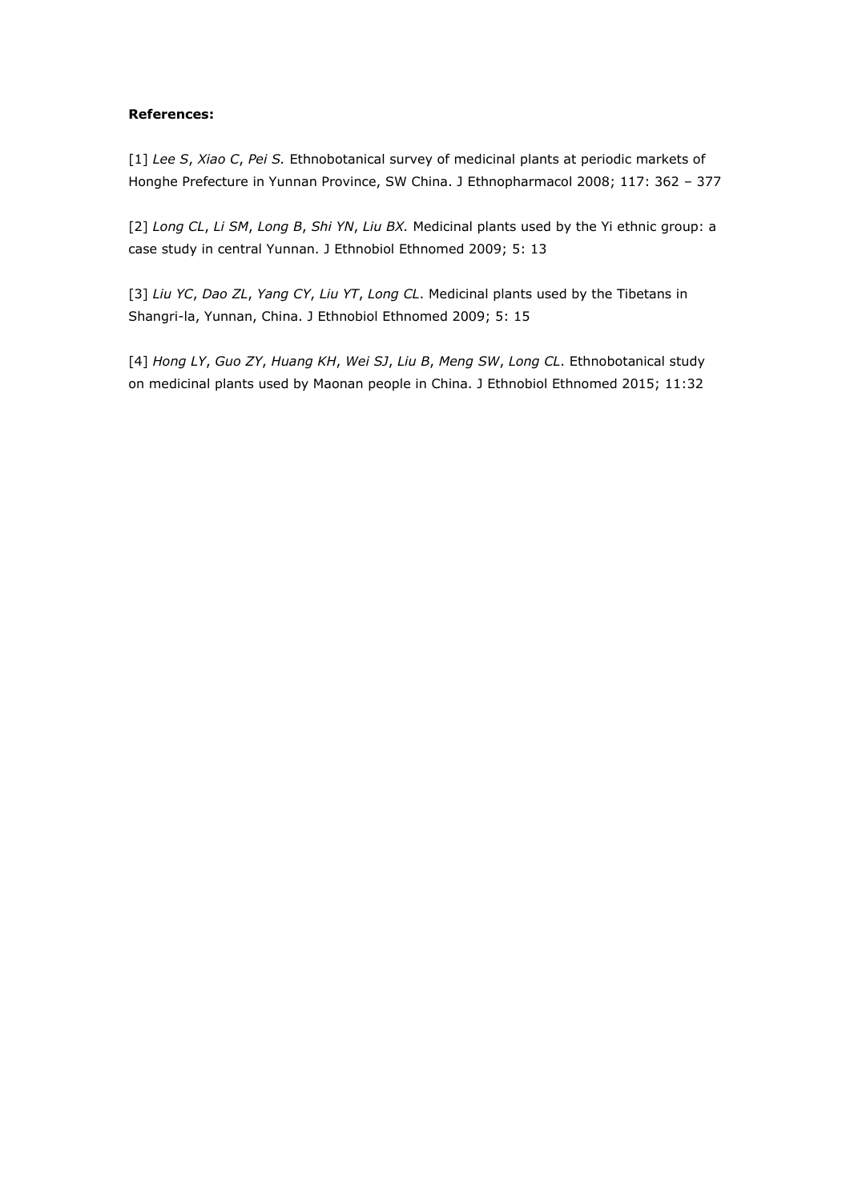**References:**

[1] *Lee S*, *Xiao C*, *Pei S.* Ethnobotanical survey of medicinal plants at periodic markets of Honghe Prefecture in Yunnan Province, SW China. J Ethnopharmacol 2008; 117: 362 – 377

[2] *Long CL*, *Li SM*, *Long B*, *Shi YN*, *Liu BX.* Medicinal plants used by the Yi ethnic group: a case study in central Yunnan. J Ethnobiol Ethnomed 2009; 5: 13

[3] *Liu YC*, *Dao ZL*, *Yang CY*, *Liu YT*, *Long CL*. Medicinal plants used by the Tibetans in Shangri-la, Yunnan, China. J Ethnobiol Ethnomed 2009; 5: 15

[4] *Hong LY*, *Guo ZY*, *Huang KH*, *Wei SJ*, *Liu B*, *Meng SW*, *Long CL*. Ethnobotanical study on medicinal plants used by Maonan people in China. J Ethnobiol Ethnomed 2015; 11:32